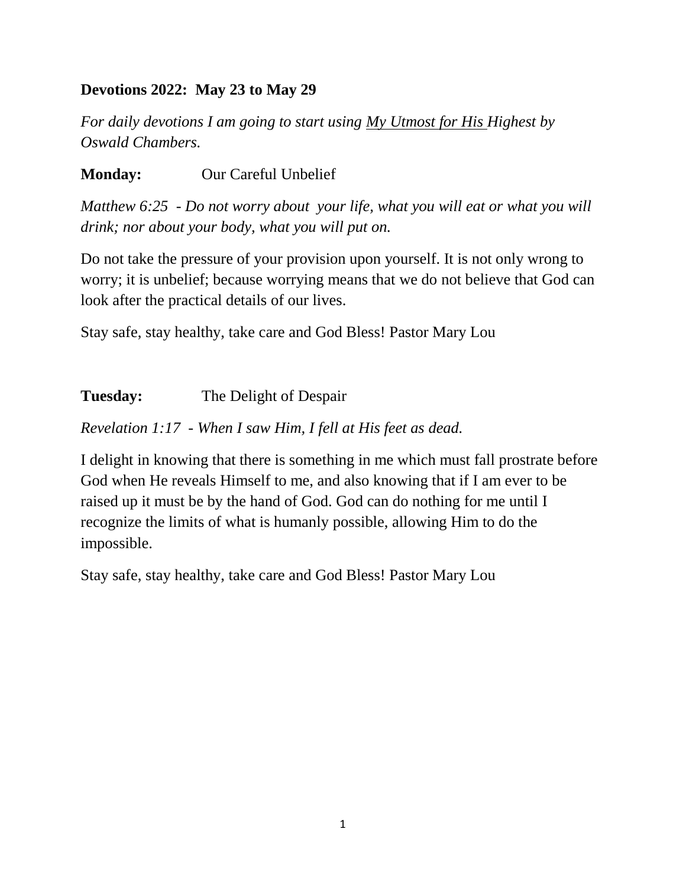**Devotions 2022: May 23 to May 29**

*For daily devotions I am going to start using <u>My Utmost for His</u> Highest by Oswald Chambers.*

**Monday:** Our Careful Unbelief

*Matthew 6:25 - Do not worry about your life, what you will eat or what you will drink; nor about your body, what you will put on.*

Do not take the pressure of your provision upon yourself. It is not only wrong to worry; it is unbelief; because worrying means that we do not believe that God can look after the practical details of our lives.

Stay safe, stay healthy, take care and God Bless! Pastor Mary Lou

**Tuesday:** The Delight of Despair

*Revelation 1:17 - When I saw Him, I fell at His feet as dead.*

I delight in knowing that there is something in me which must fall prostrate before God when He reveals Himself to me, and also knowing that if I am ever to be raised up it must be by the hand of God. God can do nothing for me until I recognize the limits of what is humanly possible, allowing Him to do the impossible.

Stay safe, stay healthy, take care and God Bless! Pastor Mary Lou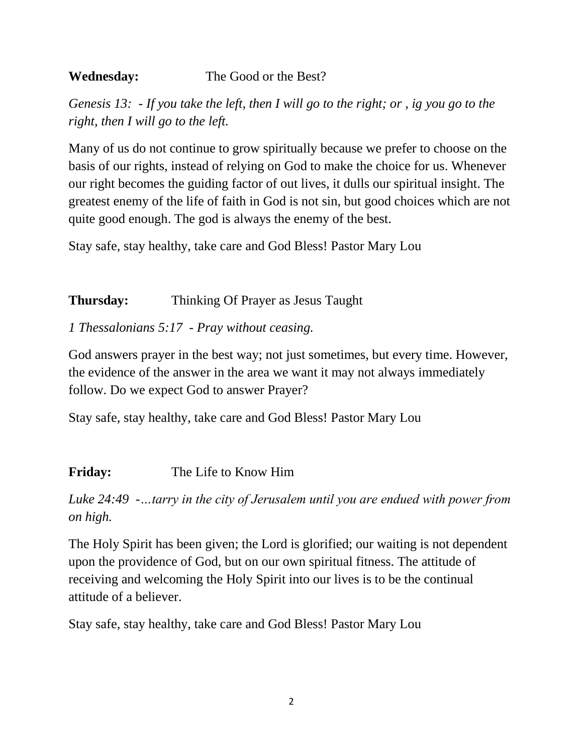**Wednesday:** The Good or the Best?

*Genesis 13: - If you take the left, then I will go to the right; or , ig you go to the right, then I will go to the left.*

Many of us do not continue to grow spiritually because we prefer to choose on the basis of our rights, instead of relying on God to make the choice for us. Whenever our right becomes the guiding factor of out lives, it dulls our spiritual insight. The greatest enemy of the life of faith in God is not sin, but good choices which are not quite good enough. The god is always the enemy of the best.

Stay safe, stay healthy, take care and God Bless! Pastor Mary Lou

**Thursday:** Thinking Of Prayer as Jesus Taught

*1 Thessalonians 5:17 - Pray without ceasing.*

God answers prayer in the best way; not just sometimes, but every time. However, the evidence of the answer in the area we want it may not always immediately follow. Do we expect God to answer Prayer?

Stay safe, stay healthy, take care and God Bless! Pastor Mary Lou

**Friday:** The Life to Know Him

*Luke 24:49 -…tarry in the city of Jerusalem until you are endued with power from on high.*

The Holy Spirit has been given; the Lord is glorified; our waiting is not dependent upon the providence of God, but on our own spiritual fitness. The attitude of receiving and welcoming the Holy Spirit into our lives is to be the continual attitude of a believer.

Stay safe, stay healthy, take care and God Bless! Pastor Mary Lou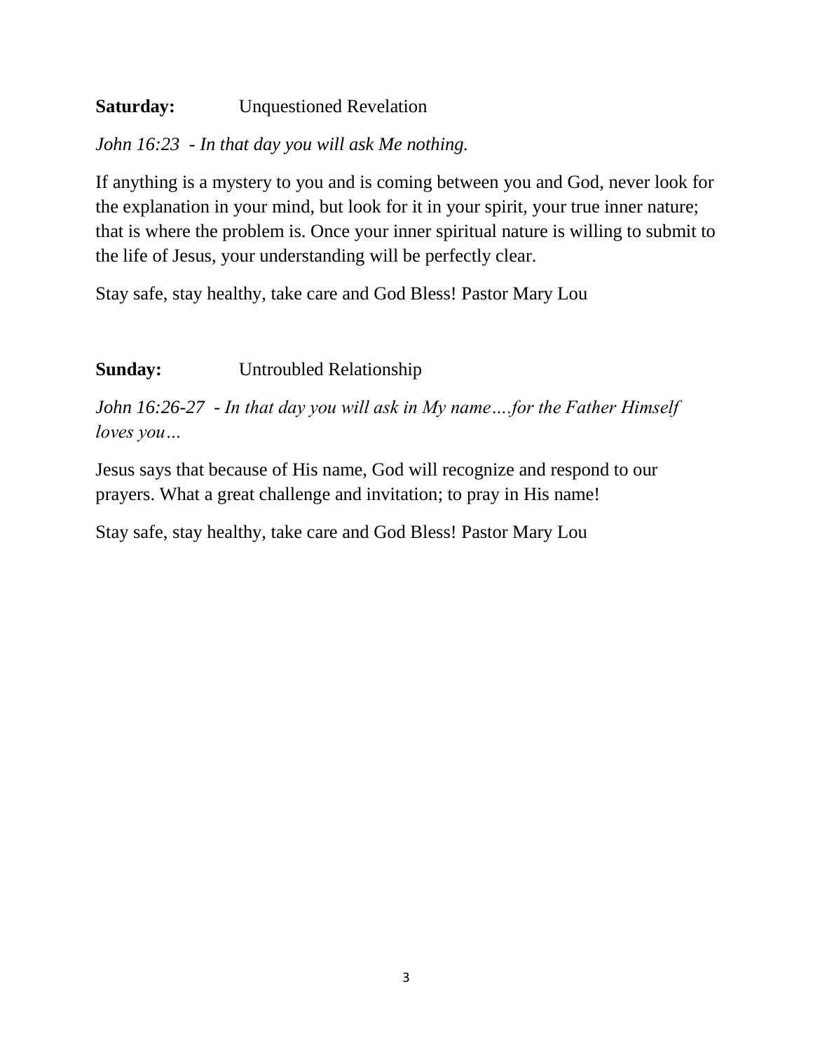**Saturday:** Unquestioned Revelation

*John 16:23 - In that day you will ask Me nothing.*

If anything is a mystery to you and is coming between you and God, never look for the explanation in your mind, but look for it in your spirit, your true inner nature; that is where the problem is. Once your inner spiritual nature is willing to submit to the life of Jesus, your understanding will be perfectly clear.

Stay safe, stay healthy, take care and God Bless! Pastor Mary Lou

**Sunday:** Untroubled Relationship

*John 16:26-27 - In that day you will ask in My name….for the Father Himself loves you…*

Jesus says that because of His name, God will recognize and respond to our prayers. What a great challenge and invitation; to pray in His name!

Stay safe, stay healthy, take care and God Bless! Pastor Mary Lou